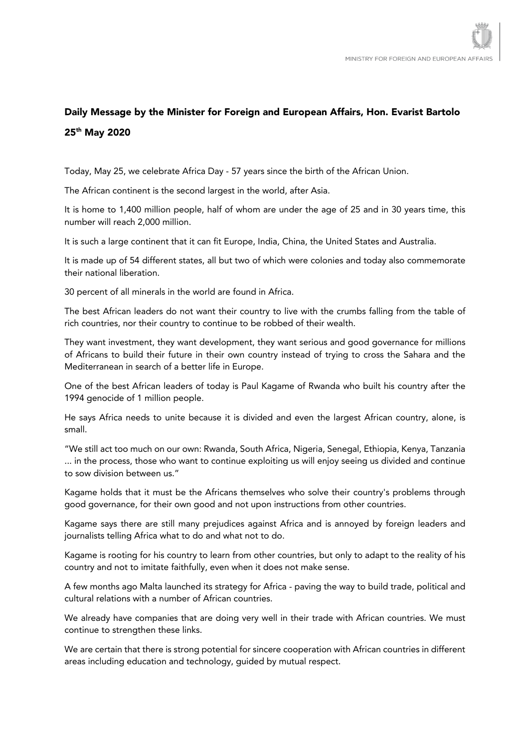## Daily Message by the Minister for Foreign and European Affairs, Hon. Evarist Bartolo

## 25th May 2020

Today, May 25, we celebrate Africa Day - 57 years since the birth of the African Union.

The African continent is the second largest in the world, after Asia.

It is home to 1,400 million people, half of whom are under the age of 25 and in 30 years time, this number will reach 2,000 million.

It is such a large continent that it can fit Europe, India, China, the United States and Australia.

It is made up of 54 different states, all but two of which were colonies and today also commemorate their national liberation.

30 percent of all minerals in the world are found in Africa.

The best African leaders do not want their country to live with the crumbs falling from the table of rich countries, nor their country to continue to be robbed of their wealth.

They want investment, they want development, they want serious and good governance for millions of Africans to build their future in their own country instead of trying to cross the Sahara and the Mediterranean in search of a better life in Europe.

One of the best African leaders of today is Paul Kagame of Rwanda who built his country after the 1994 genocide of 1 million people.

He says Africa needs to unite because it is divided and even the largest African country, alone, is small.

"We still act too much on our own: Rwanda, South Africa, Nigeria, Senegal, Ethiopia, Kenya, Tanzania ... in the process, those who want to continue exploiting us will enjoy seeing us divided and continue to sow division between us."

Kagame holds that it must be the Africans themselves who solve their country's problems through good governance, for their own good and not upon instructions from other countries.

Kagame says there are still many prejudices against Africa and is annoyed by foreign leaders and journalists telling Africa what to do and what not to do.

Kagame is rooting for his country to learn from other countries, but only to adapt to the reality of his country and not to imitate faithfully, even when it does not make sense.

A few months ago Malta launched its strategy for Africa - paving the way to build trade, political and cultural relations with a number of African countries.

We already have companies that are doing very well in their trade with African countries. We must continue to strengthen these links.

We are certain that there is strong potential for sincere cooperation with African countries in different areas including education and technology, guided by mutual respect.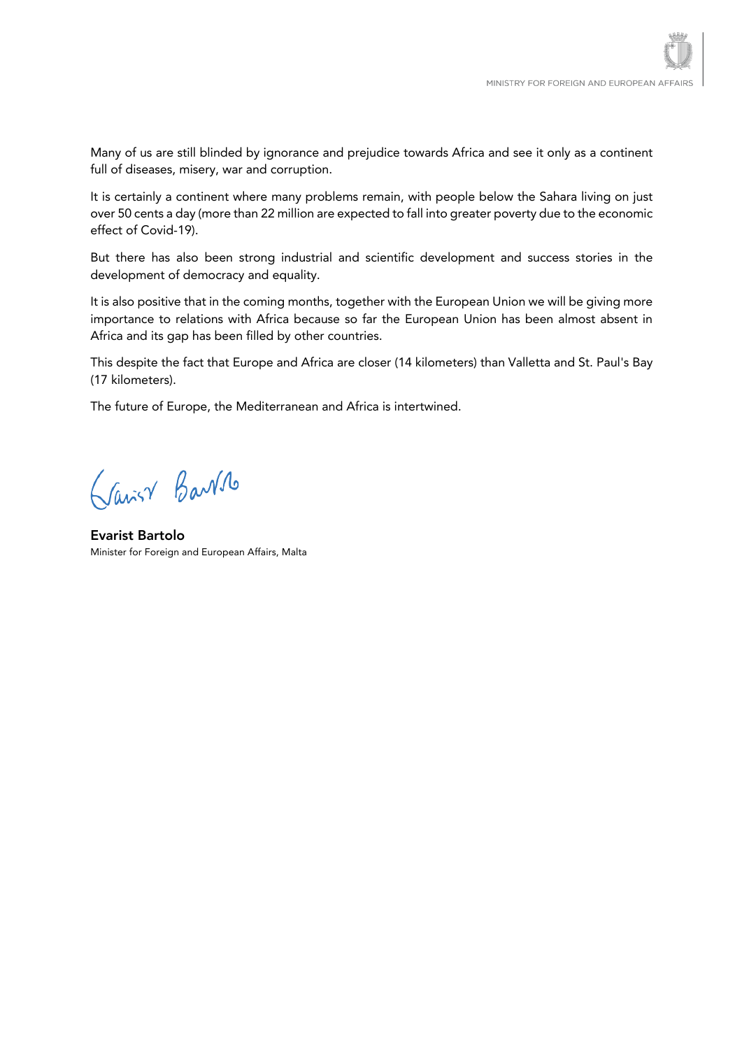Many of us are still blinded by ignorance and prejudice towards Africa and see it only as a continent full of diseases, misery, war and corruption.

It is certainly a continent where many problems remain, with people below the Sahara living on just over 50 cents a day (more than 22 million are expected to fall into greater poverty due to the economic effect of Covid-19).

But there has also been strong industrial and scientific development and success stories in the development of democracy and equality.

It is also positive that in the coming months, together with the European Union we will be giving more importance to relations with Africa because so far the European Union has been almost absent in Africa and its gap has been filled by other countries.

This despite the fact that Europe and Africa are closer (14 kilometers) than Valletta and St. Paul's Bay (17 kilometers).

The future of Europe, the Mediterranean and Africa is intertwined.

**Evarist Bartolo**
Minister for Foreign and European Affairs, Malta